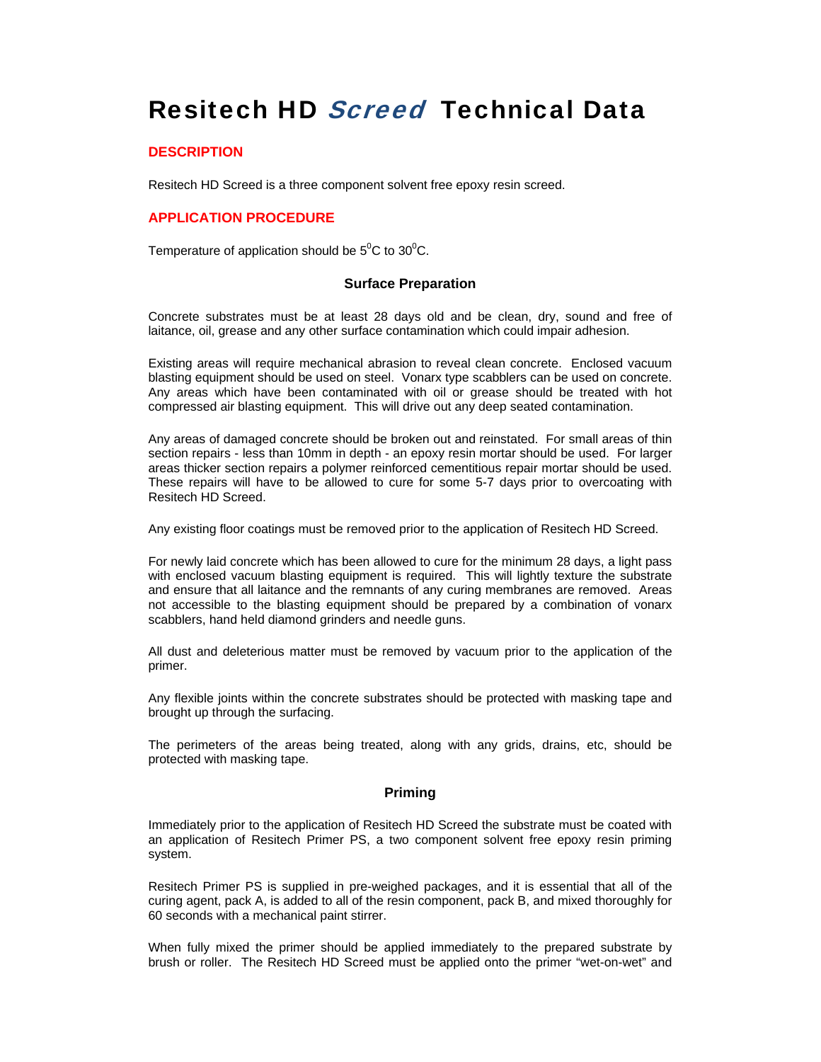# Resitech HD *Screed* Technical Data

## DESCRIPTION

Resitech HD Screed is a three component solvent free epoxy resin screed.

## APPLICATION PROCEDURE

Temperature of application should be $5^0$C to $30^0$C.

### Surface Preparation

Concrete substrates must be at least 28 days old and be clean, dry, sound and free of laitance, oil, grease and any other surface contamination which could impair adhesion.

Existing areas will require mechanical abrasion to reveal clean concrete. Enclosed vacuum blasting equipment should be used on steel. Vonarx type scabblers can be used on concrete. Any areas which have been contaminated with oil or grease should be treated with hot compressed air blasting equipment. This will drive out any deep seated contamination.

Any areas of damaged concrete should be broken out and reinstated. For small areas of thin section repairs - less than 10mm in depth - an epoxy resin mortar should be used. For larger areas thicker section repairs a polymer reinforced cementitious repair mortar should be used. These repairs will have to be allowed to cure for some 5-7 days prior to overcoating with Resitech HD Screed.

Any existing floor coatings must be removed prior to the application of Resitech HD Screed.

For newly laid concrete which has been allowed to cure for the minimum 28 days, a light pass with enclosed vacuum blasting equipment is required. This will lightly texture the substrate and ensure that all laitance and the remnants of any curing membranes are removed. Areas not accessible to the blasting equipment should be prepared by a combination of vonarx scabblers, hand held diamond grinders and needle guns.

All dust and deleterious matter must be removed by vacuum prior to the application of the primer.

Any flexible joints within the concrete substrates should be protected with masking tape and brought up through the surfacing.

The perimeters of the areas being treated, along with any grids, drains, etc, should be protected with masking tape.

### Priming

Immediately prior to the application of Resitech HD Screed the substrate must be coated with an application of Resitech Primer PS, a two component solvent free epoxy resin priming system.

Resitech Primer PS is supplied in pre-weighed packages, and it is essential that all of the curing agent, pack A, is added to all of the resin component, pack B, and mixed thoroughly for 60 seconds with a mechanical paint stirrer.

When fully mixed the primer should be applied immediately to the prepared substrate by brush or roller. The Resitech HD Screed must be applied onto the primer "wet-on-wet" and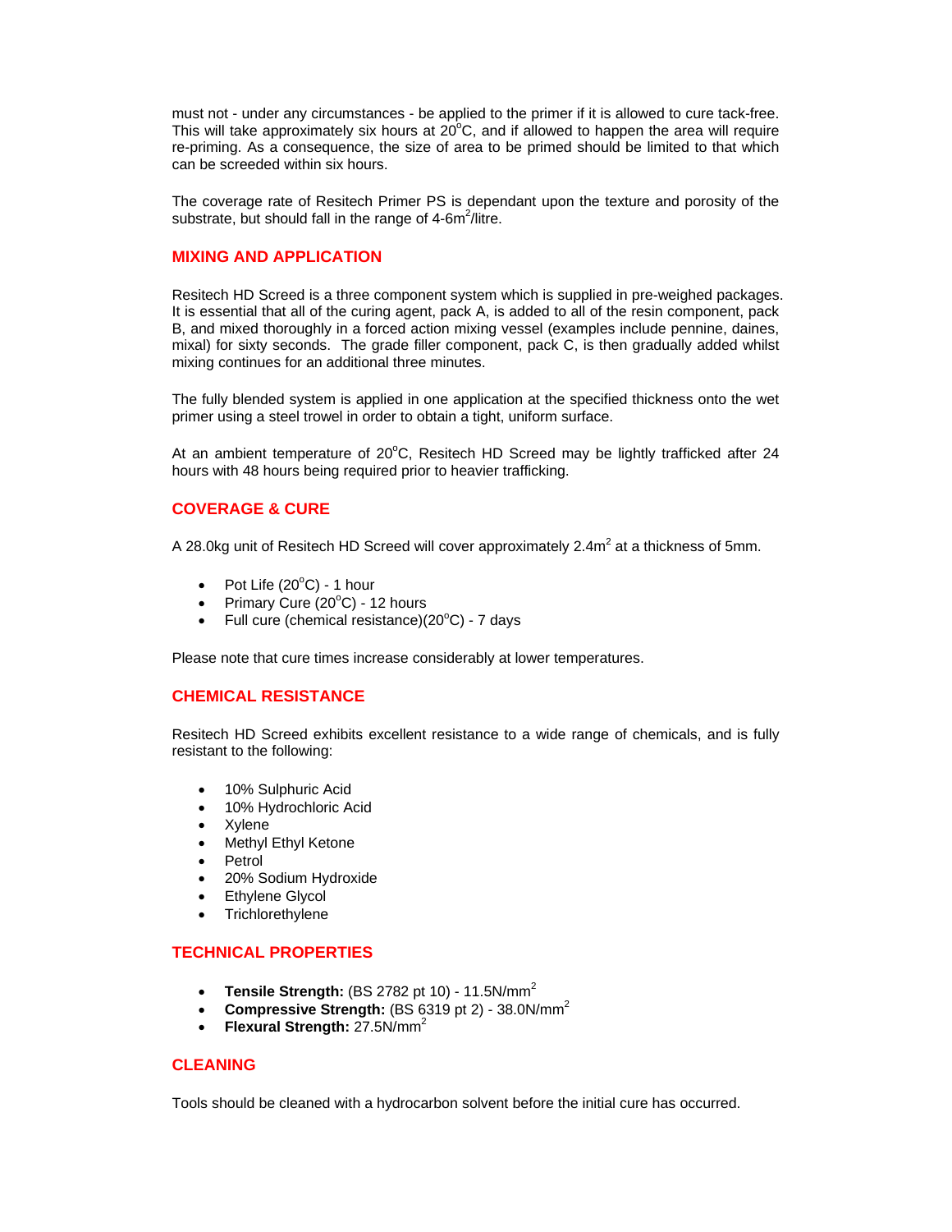must not - under any circumstances - be applied to the primer if it is allowed to cure tack-free. This will take approximately six hours at 20$^{o}$C, and if allowed to happen the area will require re-priming. As a consequence, the size of area to be primed should be limited to that which can be screeded within six hours.

The coverage rate of Resitech Primer PS is dependant upon the texture and porosity of the substrate, but should fall in the range of 4-6m$^{2}$/litre.

## MIXING AND APPLICATION

Resitech HD Screed is a three component system which is supplied in pre-weighed packages. It is essential that all of the curing agent, pack A, is added to all of the resin component, pack B, and mixed thoroughly in a forced action mixing vessel (examples include pennine, daines, mixal) for sixty seconds. The grade filler component, pack C, is then gradually added whilst mixing continues for an additional three minutes.

The fully blended system is applied in one application at the specified thickness onto the wet primer using a steel trowel in order to obtain a tight, uniform surface.

At an ambient temperature of 20$^{o}$C, Resitech HD Screed may be lightly trafficked after 24 hours with 48 hours being required prior to heavier trafficking.

## COVERAGE & CURE

A 28.0kg unit of Resitech HD Screed will cover approximately 2.4m$^{2}$ at a thickness of 5mm.

- Pot Life (20$^{o}$C) - 1 hour
- Primary Cure (20$^{o}$C) - 12 hours
- Full cure (chemical resistance)(20$^{o}$C) - 7 days

Please note that cure times increase considerably at lower temperatures.

## CHEMICAL RESISTANCE

Resitech HD Screed exhibits excellent resistance to a wide range of chemicals, and is fully resistant to the following:

- 10% Sulphuric Acid
- 10% Hydrochloric Acid
- Xylene
- Methyl Ethyl Ketone
- Petrol
- 20% Sodium Hydroxide
- Ethylene Glycol
- Trichlorethylene

## TECHNICAL PROPERTIES

- **Tensile Strength:** (BS 2782 pt 10) - 11.5N/mm$^{2}$
- **Compressive Strength:** (BS 6319 pt 2) - 38.0N/mm$^{2}$
- **Flexural Strength:** 27.5N/mm$^{2}$

## CLEANING

Tools should be cleaned with a hydrocarbon solvent before the initial cure has occurred.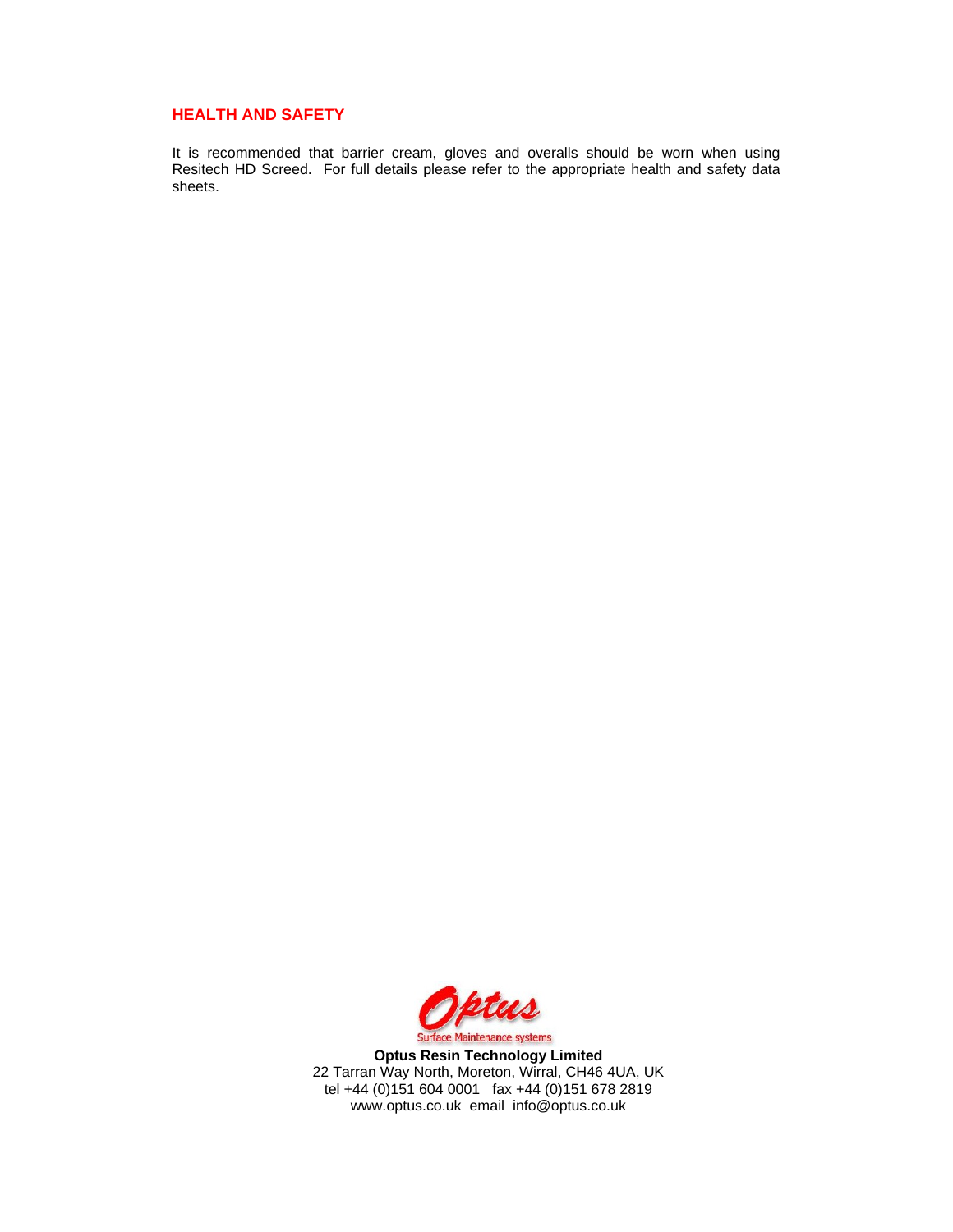## HEALTH AND SAFETY

It is recommended that barrier cream, gloves and overalls should be worn when using Resitech HD Screed. For full details please refer to the appropriate health and safety data sheets.

Optus

Surface Maintenance systems

**Optus Resin Technology Limited**
22 Tarran Way North, Moreton, Wirral, CH46 4UA, UK
tel +44 (0)151 604 0001 fax +44 (0)151 678 2819
www.optus.co.uk email info@optus.co.uk